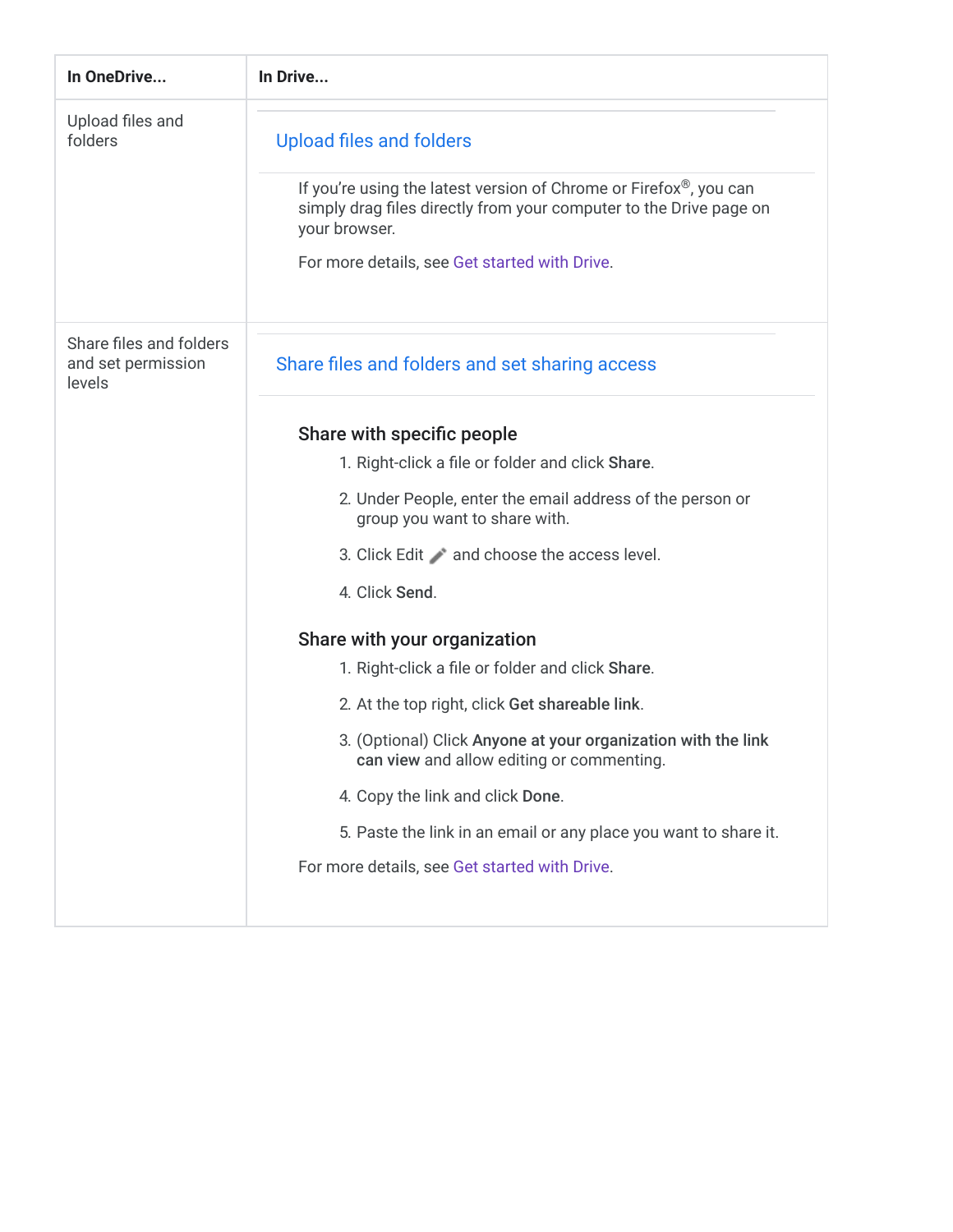| In OneDrive... | In Drive... |
| --- | --- |
| Upload files and folders | **Upload files and folders**<br><br>If you're using the latest version of Chrome or Firefox®, you can simply drag files directly from your computer to the Drive page on your browser.<br><br>For more details, see Get started with Drive. |
| Share files and folders and set permission levels | **Share files and folders and set sharing access**<br><br>**Share with specific people**<br>1. Right-click a file or folder and click **Share**.<br>2. Under People, enter the email address of the person or group you want to share with.<br>3. Click Edit and choose the access level.<br>4. Click **Send**.<br><br>**Share with your organization**<br>1. Right-click a file or folder and click **Share**.<br>2. At the top right, click **Get shareable link**.<br>3. (Optional) Click **Anyone at your organization with the link can view** and allow editing or commenting.<br>4. Copy the link and click **Done**.<br>5. Paste the link in an email or any place you want to share it.<br><br>For more details, see Get started with Drive. |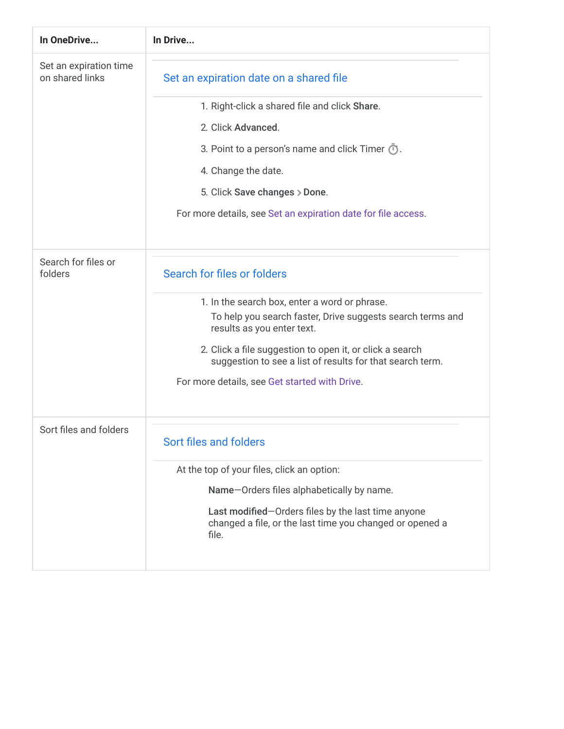| In OneDrive... | In Drive... |
| --- | --- |
| Set an expiration time on shared links | **Set an expiration date on a shared file**<br><br>1. Right-click a shared file and click **Share**.<br>2. Click **Advanced**.<br>3. Point to a person's name and click Timer ⏱.<br>4. Change the date.<br>5. Click **Save changes** > **Done**.<br><br>For more details, see Set an expiration date for file access. |
| Search for files or folders | **Search for files or folders**<br><br>1. In the search box, enter a word or phrase.<br>To help you search faster, Drive suggests search terms and results as you enter text.<br>2. Click a file suggestion to open it, or click a search suggestion to see a list of results for that search term.<br><br>For more details, see Get started with Drive. |
| Sort files and folders | **Sort files and folders**<br><br>At the top of your files, click an option:<br><br>**Name**—Orders files alphabetically by name.<br><br>**Last modified**—Orders files by the last time anyone changed a file, or the last time you changed or opened a file. |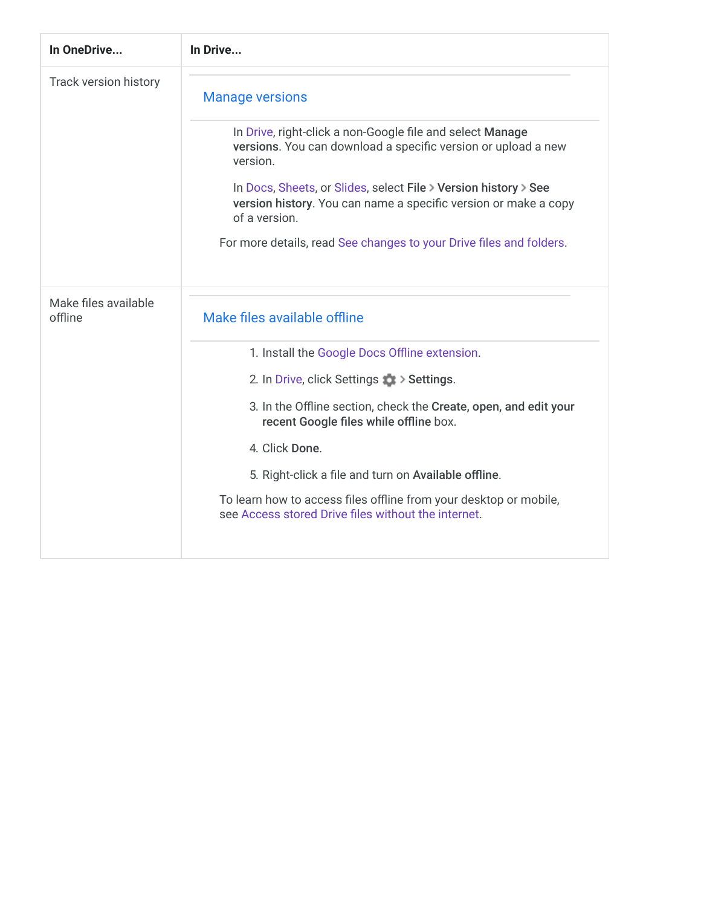| In OneDrive... | In Drive... |
| --- | --- |
| Track version history | **Manage versions**<br><br>In Drive, right-click a non-Google file and select **Manage versions**. You can download a specific version or upload a new version.<br><br>In Docs, Sheets, or Slides, select **File > Version history > See version history**. You can name a specific version or make a copy of a version.<br><br>For more details, read See changes to your Drive files and folders. |
| Make files available offline | **Make files available offline**<br><br>1. Install the Google Docs Offline extension.<br>2. In Drive, click Settings > **Settings**.<br>3. In the Offline section, check the **Create, open, and edit your recent Google files while offline** box.<br>4. Click **Done**.<br>5. Right-click a file and turn on **Available offline**.<br><br>To learn how to access files offline from your desktop or mobile, see Access stored Drive files without the internet. |